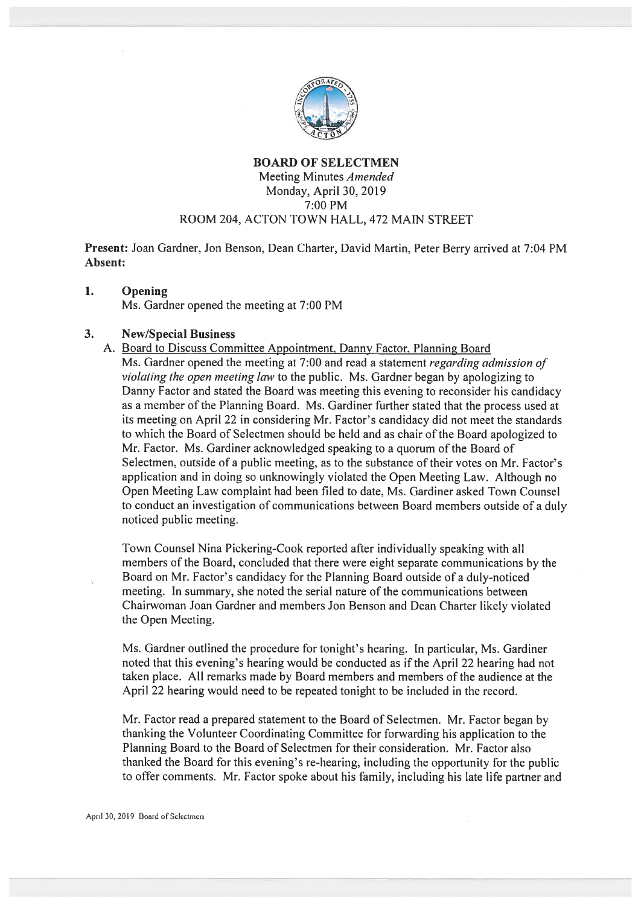**BOARD OF SELECTMEN**

Meeting Minutes *Amended*

Monday, April 30, 2019

7:00 PM

ROOM 204, ACTON TOWN HALL, 472 MAIN STREET

**Present:** Joan Gardner, Jon Benson, Dean Charter, David Martin, Peter Berry arrived at 7:04 PM
**Absent:**

**1. Opening**

Ms. Gardner opened the meeting at 7:00 PM

**3. New/Special Business**

A. Board to Discuss Committee Appointment, Danny Factor, Planning Board

Ms. Gardner opened the meeting at 7:00 and read a statement *regarding admission of violating the open meeting law* to the public. Ms. Gardner began by apologizing to Danny Factor and stated the Board was meeting this evening to reconsider his candidacy as a member of the Planning Board. Ms. Gardiner further stated that the process used at its meeting on April 22 in considering Mr. Factor's candidacy did not meet the standards to which the Board of Selectmen should be held and as chair of the Board apologized to Mr. Factor. Ms. Gardiner acknowledged speaking to a quorum of the Board of Selectmen, outside of a public meeting, as to the substance of their votes on Mr. Factor's application and in doing so unknowingly violated the Open Meeting Law. Although no Open Meeting Law complaint had been filed to date, Ms. Gardiner asked Town Counsel to conduct an investigation of communications between Board members outside of a duly noticed public meeting.

Town Counsel Nina Pickering-Cook reported after individually speaking with all members of the Board, concluded that there were eight separate communications by the Board on Mr. Factor's candidacy for the Planning Board outside of a duly-noticed meeting. In summary, she noted the serial nature of the communications between Chairwoman Joan Gardner and members Jon Benson and Dean Charter likely violated the Open Meeting.

Ms. Gardner outlined the procedure for tonight's hearing. In particular, Ms. Gardiner noted that this evening's hearing would be conducted as if the April 22 hearing had not taken place. All remarks made by Board members and members of the audience at the April 22 hearing would need to be repeated tonight to be included in the record.

Mr. Factor read a prepared statement to the Board of Selectmen. Mr. Factor began by thanking the Volunteer Coordinating Committee for forwarding his application to the Planning Board to the Board of Selectmen for their consideration. Mr. Factor also thanked the Board for this evening's re-hearing, including the opportunity for the public to offer comments. Mr. Factor spoke about his family, including his late life partner and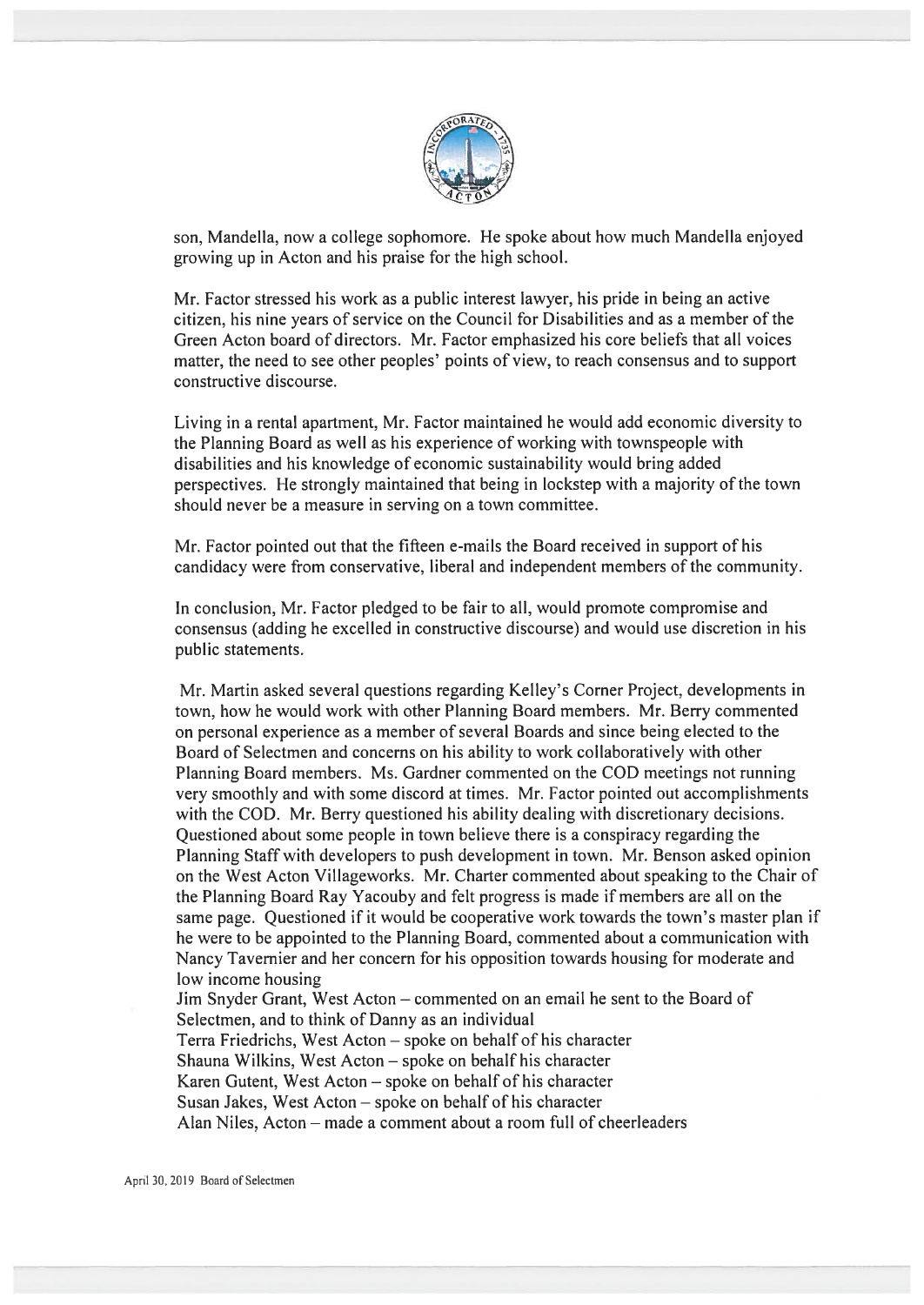son, Mandella, now a college sophomore. He spoke about how much Mandella enjoyed growing up in Acton and his praise for the high school.

Mr. Factor stressed his work as a public interest lawyer, his pride in being an active citizen, his nine years of service on the Council for Disabilities and as a member of the Green Acton board of directors. Mr. Factor emphasized his core beliefs that all voices matter, the need to see other peoples' points of view, to reach consensus and to support constructive discourse.

Living in a rental apartment, Mr. Factor maintained he would add economic diversity to the Planning Board as well as his experience of working with townspeople with disabilities and his knowledge of economic sustainability would bring added perspectives. He strongly maintained that being in lockstep with a majority of the town should never be a measure in serving on a town committee.

Mr. Factor pointed out that the fifteen e-mails the Board received in support of his candidacy were from conservative, liberal and independent members of the community.

In conclusion, Mr. Factor pledged to be fair to all, would promote compromise and consensus (adding he excelled in constructive discourse) and would use discretion in his public statements.

Mr. Martin asked several questions regarding Kelley's Corner Project, developments in town, how he would work with other Planning Board members. Mr. Berry commented on personal experience as a member of several Boards and since being elected to the Board of Selectmen and concerns on his ability to work collaboratively with other Planning Board members. Ms. Gardner commented on the COD meetings not running very smoothly and with some discord at times. Mr. Factor pointed out accomplishments with the COD. Mr. Berry questioned his ability dealing with discretionary decisions. Questioned about some people in town believe there is a conspiracy regarding the Planning Staff with developers to push development in town. Mr. Benson asked opinion on the West Acton Villageworks. Mr. Charter commented about speaking to the Chair of the Planning Board Ray Yacouby and felt progress is made if members are all on the same page. Questioned if it would be cooperative work towards the town's master plan if he were to be appointed to the Planning Board, commented about a communication with Nancy Tavernier and her concern for his opposition towards housing for moderate and low income housing

Jim Snyder Grant, West Acton – commented on an email he sent to the Board of Selectmen, and to think of Danny as an individual

Terra Friedrichs, West Acton – spoke on behalf of his character

Shauna Wilkins, West Acton – spoke on behalf his character

Karen Gutent, West Acton – spoke on behalf of his character

Susan Jakes, West Acton – spoke on behalf of his character

Alan Niles, Acton – made a comment about a room full of cheerleaders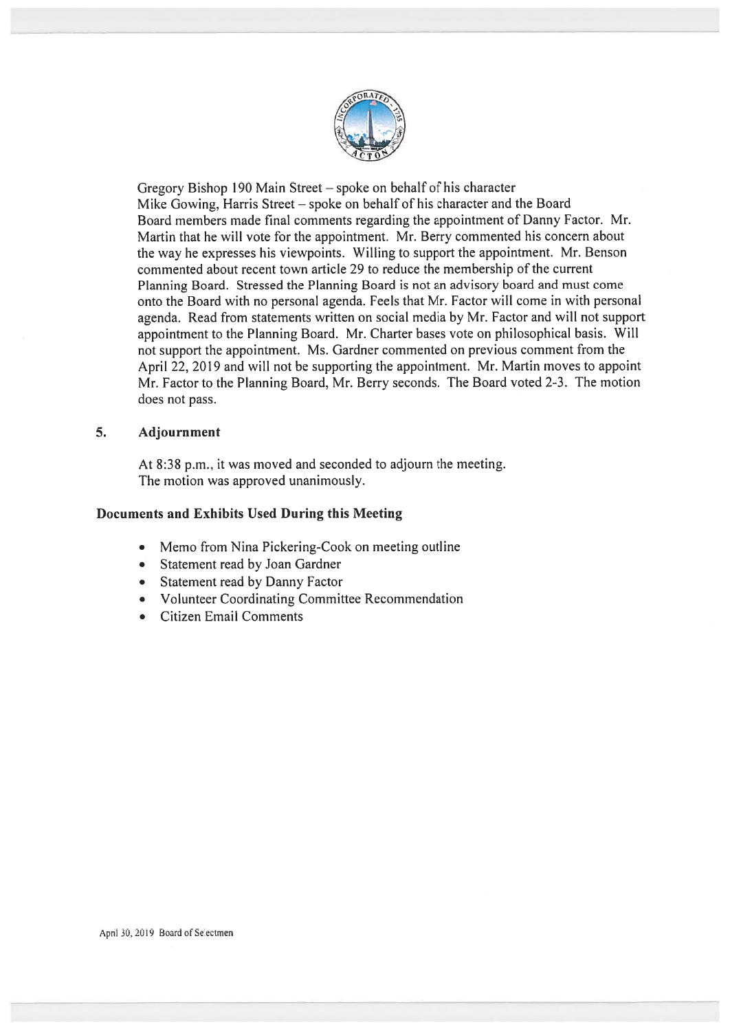Gregory Bishop 190 Main Street – spoke on behalf of his character
Mike Gowing, Harris Street – spoke on behalf of his character and the Board
Board members made final comments regarding the appointment of Danny Factor. Mr. Martin that he will vote for the appointment. Mr. Berry commented his concern about the way he expresses his viewpoints. Willing to support the appointment. Mr. Benson commented about recent town article 29 to reduce the membership of the current Planning Board. Stressed the Planning Board is not an advisory board and must come onto the Board with no personal agenda. Feels that Mr. Factor will come in with personal agenda. Read from statements written on social media by Mr. Factor and will not support appointment to the Planning Board. Mr. Charter bases vote on philosophical basis. Will not support the appointment. Ms. Gardner commented on previous comment from the April 22, 2019 and will not be supporting the appointment. Mr. Martin moves to appoint Mr. Factor to the Planning Board, Mr. Berry seconds. The Board voted 2-3. The motion does not pass.

## 5. Adjournment

At 8:38 p.m., it was moved and seconded to adjourn the meeting.
The motion was approved unanimously.

### Documents and Exhibits Used During this Meeting

- Memo from Nina Pickering-Cook on meeting outline
- Statement read by Joan Gardner
- Statement read by Danny Factor
- Volunteer Coordinating Committee Recommendation
- Citizen Email Comments